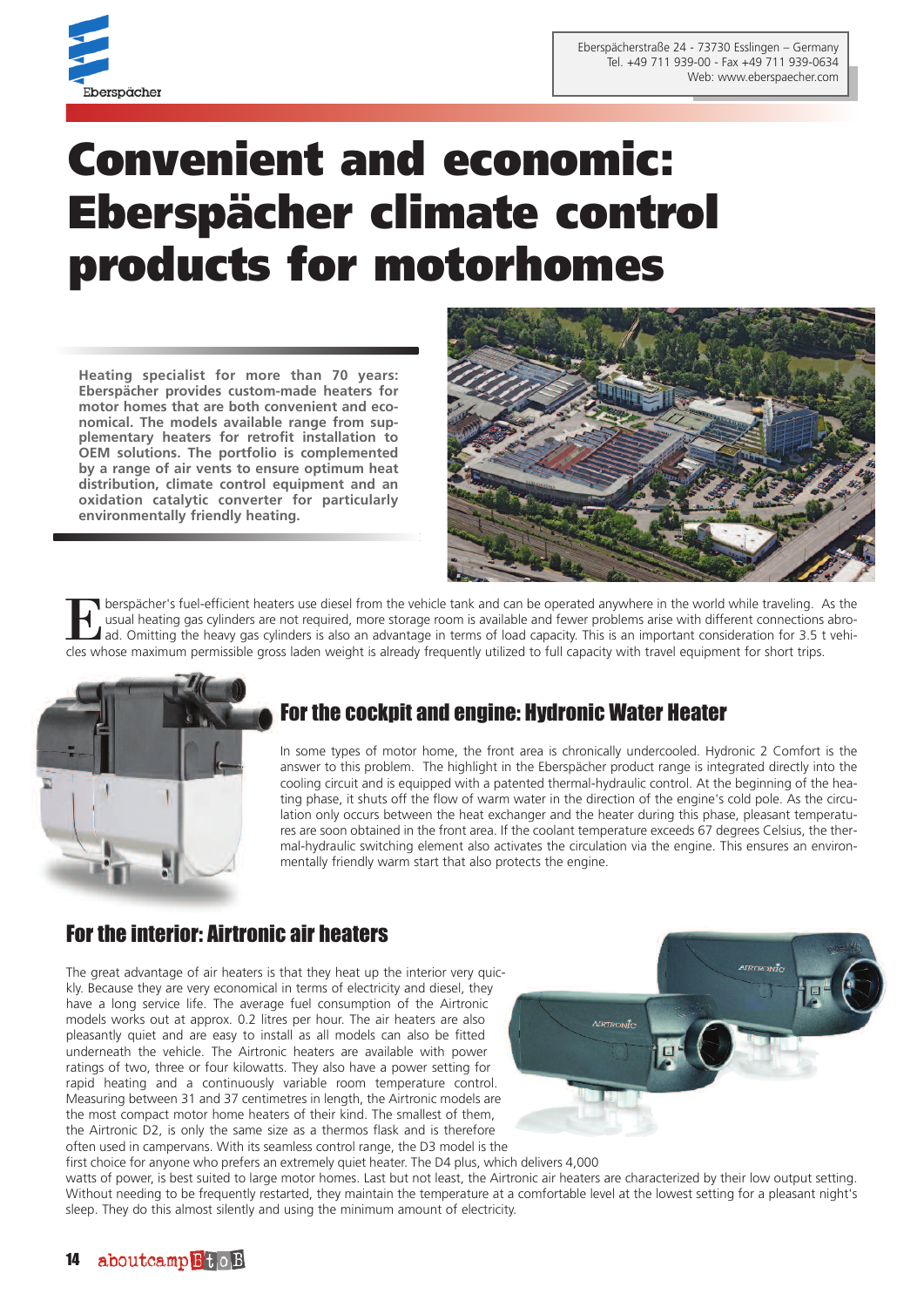Eberspächerstraße 24 - 73730 Esslingen – Germany
Tel. +49 711 939-00 - Fax +49 711 939-0634
Web: www.eberspaecher.com

# Convenient and economic: Eberspächer climate control products for motorhomes

**Heating specialist for more than 70 years: Eberspächer provides custom-made heaters for motor homes that are both convenient and economical. The models available range from supplementary heaters for retrofit installation to OEM solutions. The portfolio is complemented by a range of air vents to ensure optimum heat distribution, climate control equipment and an oxidation catalytic converter for particularly environmentally friendly heating.**

Eberspächer's fuel-efficient heaters use diesel from the vehicle tank and can be operated anywhere in the world while traveling. As the usual heating gas cylinders are not required, more storage room is available and fewer problems arise with different connections abroad. Omitting the heavy gas cylinders is also an advantage in terms of load capacity. This is an important consideration for 3.5 t vehicles whose maximum permissible gross laden weight is already frequently utilized to full capacity with travel equipment for short trips.

## For the cockpit and engine: Hydronic Water Heater

In some types of motor home, the front area is chronically undercooled. Hydronic 2 Comfort is the answer to this problem. The highlight in the Eberspächer product range is integrated directly into the cooling circuit and is equipped with a patented thermal-hydraulic control. At the beginning of the heating phase, it shuts off the flow of warm water in the direction of the engine's cold pole. As the circulation only occurs between the heat exchanger and the heater during this phase, pleasant temperatures are soon obtained in the front area. If the coolant temperature exceeds 67 degrees Celsius, the thermal-hydraulic switching element also activates the circulation via the engine. This ensures an environmentally friendly warm start that also protects the engine.

## For the interior: Airtronic air heaters

The great advantage of air heaters is that they heat up the interior very quickly. Because they are very economical in terms of electricity and diesel, they have a long service life. The average fuel consumption of the Airtronic models works out at approx. 0.2 litres per hour. The air heaters are also pleasantly quiet and are easy to install as all models can also be fitted underneath the vehicle. The Airtronic heaters are available with power ratings of two, three or four kilowatts. They also have a power setting for rapid heating and a continuously variable room temperature control. Measuring between 31 and 37 centimetres in length, the Airtronic models are the most compact motor home heaters of their kind. The smallest of them, the Airtronic D2, is only the same size as a thermos flask and is therefore often used in campervans. With its seamless control range, the D3 model is the first choice for anyone who prefers an extremely quiet heater. The D4 plus, which delivers 4,000 watts of power, is best suited to large motor homes. Last but not least, the Airtronic air heaters are characterized by their low output setting. Without needing to be frequently restarted, they maintain the temperature at a comfortable level at the lowest setting for a pleasant night's sleep. They do this almost silently and using the minimum amount of electricity.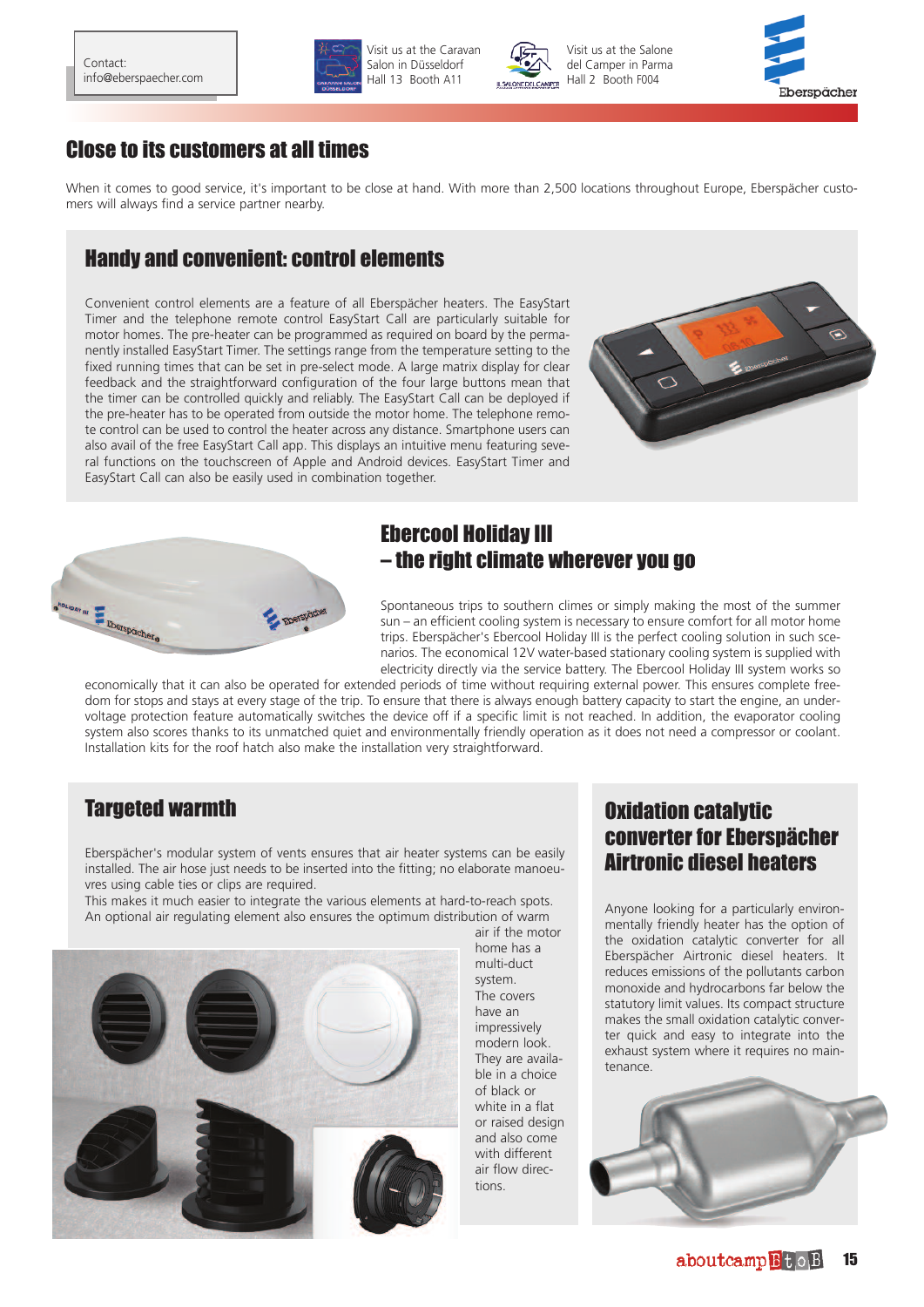Contact:
info@eberspaecher.com

Visit us at the Caravan Salon in Düsseldorf Hall 13 Booth A11

Visit us at the Salone del Camper in Parma Hall 2 Booth F004

# Close to its customers at all times

When it comes to good service, it's important to be close at hand. With more than 2,500 locations throughout Europe, Eberspächer customers will always find a service partner nearby.

## Handy and convenient: control elements

Convenient control elements are a feature of all Eberspächer heaters. The EasyStart Timer and the telephone remote control EasyStart Call are particularly suitable for motor homes. The pre-heater can be programmed as required on board by the permanently installed EasyStart Timer. The settings range from the temperature setting to the fixed running times that can be set in pre-select mode. A large matrix display for clear feedback and the straightforward configuration of the four large buttons mean that the timer can be controlled quickly and reliably. The EasyStart Call can be deployed if the pre-heater has to be operated from outside the motor home. The telephone remote control can be used to control the heater across any distance. Smartphone users can also avail of the free EasyStart Call app. This displays an intuitive menu featuring several functions on the touchscreen of Apple and Android devices. EasyStart Timer and EasyStart Call can also be easily used in combination together.

## Ebercool Holiday III – the right climate wherever you go

Spontaneous trips to southern climes or simply making the most of the summer sun – an efficient cooling system is necessary to ensure comfort for all motor home trips. Eberspächer's Ebercool Holiday III is the perfect cooling solution in such scenarios. The economical 12V water-based stationary cooling system is supplied with electricity directly via the service battery. The Ebercool Holiday III system works so economically that it can also be operated for extended periods of time without requiring external power. This ensures complete freedom for stops and stays at every stage of the trip. To ensure that there is always enough battery capacity to start the engine, an undervoltage protection feature automatically switches the device off if a specific limit is not reached. In addition, the evaporator cooling system also scores thanks to its unmatched quiet and environmentally friendly operation as it does not need a compressor or coolant. Installation kits for the roof hatch also make the installation very straightforward.

## Targeted warmth

Eberspächer's modular system of vents ensures that air heater systems can be easily installed. The air hose just needs to be inserted into the fitting; no elaborate manoeuvres using cable ties or clips are required.
This makes it much easier to integrate the various elements at hard-to-reach spots. An optional air regulating element also ensures the optimum distribution of warm air if the motor home has a multi-duct system. The covers have an impressively modern look. They are available in a choice of black or white in a flat or raised design and also come with different air flow directions.

## Oxidation catalytic converter for Eberspächer Airtronic diesel heaters

Anyone looking for a particularly environmentally friendly heater has the option of the oxidation catalytic converter for all Eberspächer Airtronic diesel heaters. It reduces emissions of the pollutants carbon monoxide and hydrocarbons far below the statutory limit values. Its compact structure makes the small oxidation catalytic converter quick and easy to integrate into the exhaust system where it requires no maintenance.